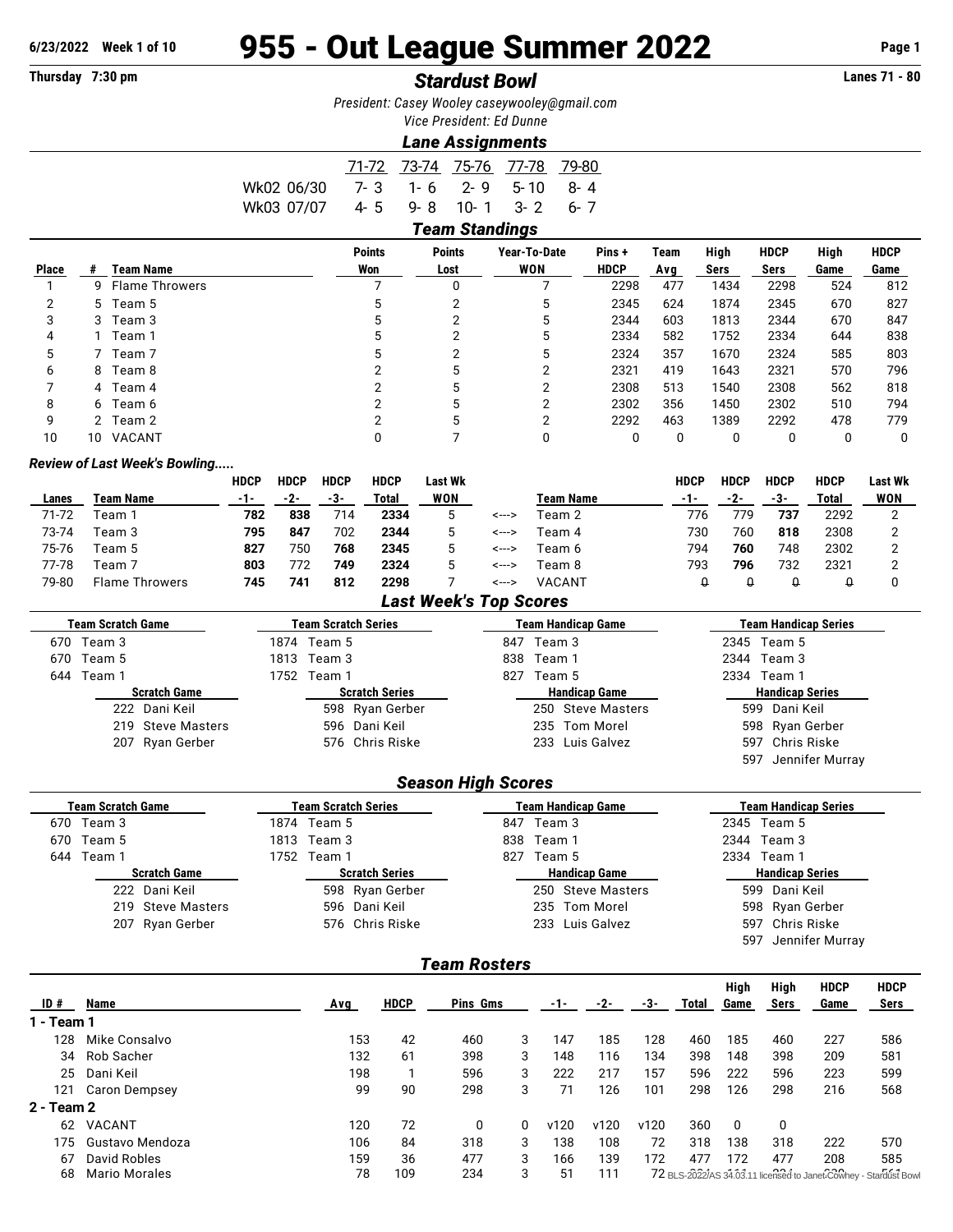6/23/2022 Week 1 of 10

# 955 - Out League Summer 2022

Thursday 7:30 pm

## *Stardust Bowl*

Lanes 71 - 80

*President: Casey Wooley caseywooley@gmail.com*
*Vice President: Ed Dunne*

### *Lane Assignments*

| | 71-72 | 73-74 | 75-76 | 77-78 | 79-80 |
|---|---|---|---|---|---|
| Wk02 06/30 | 7- 3 | 1- 6 | 2- 9 | 5- 10 | 8- 4 |
| Wk03 07/07 | 4- 5 | 9- 8 | 10- 1 | 3- 2 | 6- 7 |

### *Team Standings*

| Place | # | Team Name | Points Won | Points Lost | Year-To-Date WON | Pins + HDCP | Team Avg | High Sers | HDCP Sers | High Game | HDCP Game |
|---|---|---|---|---|---|---|---|---|---|---|---|
| 1 | 9 | Flame Throwers | 7 | 0 | 7 | 2298 | 477 | 1434 | 2298 | 524 | 812 |
| 2 | 5 | Team 5 | 5 | 2 | 5 | 2345 | 624 | 1874 | 2345 | 670 | 827 |
| 3 | 3 | Team 3 | 5 | 2 | 5 | 2344 | 603 | 1813 | 2344 | 670 | 847 |
| 4 | 1 | Team 1 | 5 | 2 | 5 | 2334 | 582 | 1752 | 2334 | 644 | 838 |
| 5 | 7 | Team 7 | 5 | 2 | 5 | 2324 | 357 | 1670 | 2324 | 585 | 803 |
| 6 | 8 | Team 8 | 2 | 5 | 2 | 2321 | 419 | 1643 | 2321 | 570 | 796 |
| 7 | 4 | Team 4 | 2 | 5 | 2 | 2308 | 513 | 1540 | 2308 | 562 | 818 |
| 8 | 6 | Team 6 | 2 | 5 | 2 | 2302 | 356 | 1450 | 2302 | 510 | 794 |
| 9 | 2 | Team 2 | 2 | 5 | 2 | 2292 | 463 | 1389 | 2292 | 478 | 779 |
| 10 | 10 | VACANT | 0 | 7 | 0 | 0 | 0 | 0 | 0 | 0 | 0 |

### *Review of Last Week's Bowling.....*

| Lanes | Team Name | HDCP -1- | HDCP -2- | HDCP -3- | HDCP Total | Last Wk WON | | Team Name | HDCP -1- | HDCP -2- | HDCP -3- | HDCP Total | Last Wk WON |
|---|---|---|---|---|---|---|---|---|---|---|---|---|---|
| 71-72 | Team 1 | **782** | **838** | 714 | **2334** | 5 | <---> | Team 2 | 776 | 779 | **737** | 2292 | 2 |
| 73-74 | Team 3 | **795** | **847** | 702 | **2344** | 5 | <---> | Team 4 | 730 | 760 | **818** | 2308 | 2 |
| 75-76 | Team 5 | **827** | 750 | **768** | **2345** | 5 | <---> | Team 6 | 794 | **760** | 748 | 2302 | 2 |
| 77-78 | Team 7 | **803** | 772 | **749** | **2324** | 5 | <---> | Team 8 | 793 | **796** | 732 | 2321 | 2 |
| 79-80 | Flame Throwers | **745** | **741** | **812** | **2298** | 7 | <---> | VACANT | 0 | 0 | 0 | 0 | 0 |

### *Last Week's Top Scores*

| Team Scratch Game | Team Scratch Series | Team Handicap Game | Team Handicap Series |
|---|---|---|---|
| 670 Team 3 | 1874 Team 5 | 847 Team 3 | 2345 Team 5 |
| 670 Team 5 | 1813 Team 3 | 838 Team 1 | 2344 Team 3 |
| 644 Team 1 | 1752 Team 1 | 827 Team 5 | 2334 Team 1 |

| Scratch Game | Scratch Series | Handicap Game | Handicap Series |
|---|---|---|---|
| 222 Dani Keil | 598 Ryan Gerber | 250 Steve Masters | 599 Dani Keil |
| 219 Steve Masters | 596 Dani Keil | 235 Tom Morel | 598 Ryan Gerber |
| 207 Ryan Gerber | 576 Chris Riske | 233 Luis Galvez | 597 Chris Riske |
| | | | 597 Jennifer Murray |

### *Season High Scores*

| Team Scratch Game | Team Scratch Series | Team Handicap Game | Team Handicap Series |
|---|---|---|---|
| 670 Team 3 | 1874 Team 5 | 847 Team 3 | 2345 Team 5 |
| 670 Team 5 | 1813 Team 3 | 838 Team 1 | 2344 Team 3 |
| 644 Team 1 | 1752 Team 1 | 827 Team 5 | 2334 Team 1 |

| Scratch Game | Scratch Series | Handicap Game | Handicap Series |
|---|---|---|---|
| 222 Dani Keil | 598 Ryan Gerber | 250 Steve Masters | 599 Dani Keil |
| 219 Steve Masters | 596 Dani Keil | 235 Tom Morel | 598 Ryan Gerber |
| 207 Ryan Gerber | 576 Chris Riske | 233 Luis Galvez | 597 Chris Riske |
| | | | 597 Jennifer Murray |

### *Team Rosters*

| ID # | Name | Avg | HDCP | Pins | Gms | -1- | -2- | -3- | Total | High Game | High Sers | HDCP Game | HDCP Sers |
|---|---|---|---|---|---|---|---|---|---|---|---|---|---|
| **1 - Team 1** | | | | | | | | | | | | | |
| 128 | Mike Consalvo | 153 | 42 | 460 | 3 | 147 | 185 | 128 | 460 | 185 | 460 | 227 | 586 |
| 34 | Rob Sacher | 132 | 61 | 398 | 3 | 148 | 116 | 134 | 398 | 148 | 398 | 209 | 581 |
| 25 | Dani Keil | 198 | 1 | 596 | 3 | 222 | 217 | 157 | 596 | 222 | 596 | 223 | 599 |
| 121 | Caron Dempsey | 99 | 90 | 298 | 3 | 71 | 126 | 101 | 298 | 126 | 298 | 216 | 568 |
| **2 - Team 2** | | | | | | | | | | | | | |
| 62 | VACANT | 120 | 72 | 0 | 0 | v120 | v120 | v120 | 360 | 0 | 0 | | |
| 175 | Gustavo Mendoza | 106 | 84 | 318 | 3 | 138 | 108 | 72 | 318 | 138 | 318 | 222 | 570 |
| 67 | David Robles | 159 | 36 | 477 | 3 | 166 | 139 | 172 | 477 | 172 | 477 | 208 | 585 |
| 68 | Mario Morales | 78 | 109 | 234 | 3 | 51 | 111 | 72 | | | | | |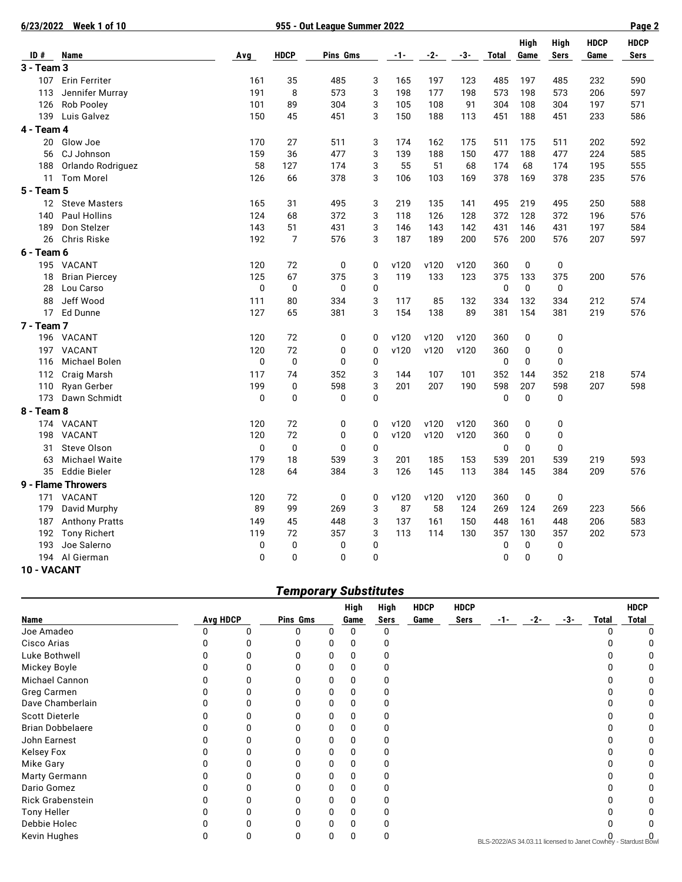| ID # | Name | Avg | HDCP | Pins | Gms | -1- | -2- | -3- | Total | High Game | High Sers | HDCP Game | HDCP Sers |
|---|---|---|---|---|---|---|---|---|---|---|---|---|---|
| **3 - Team 3** | | | | | | | | | | | | | |
| 107 | Erin Ferriter | 161 | 35 | 485 | 3 | 165 | 197 | 123 | 485 | 197 | 485 | 232 | 590 |
| 113 | Jennifer Murray | 191 | 8 | 573 | 3 | 198 | 177 | 198 | 573 | 198 | 573 | 206 | 597 |
| 126 | Rob Pooley | 101 | 89 | 304 | 3 | 105 | 108 | 91 | 304 | 108 | 304 | 197 | 571 |
| 139 | Luis Galvez | 150 | 45 | 451 | 3 | 150 | 188 | 113 | 451 | 188 | 451 | 233 | 586 |
| **4 - Team 4** | | | | | | | | | | | | | |
| 20 | Glow Joe | 170 | 27 | 511 | 3 | 174 | 162 | 175 | 511 | 175 | 511 | 202 | 592 |
| 56 | CJ Johnson | 159 | 36 | 477 | 3 | 139 | 188 | 150 | 477 | 188 | 477 | 224 | 585 |
| 188 | Orlando Rodriguez | 58 | 127 | 174 | 3 | 55 | 51 | 68 | 174 | 68 | 174 | 195 | 555 |
| 11 | Tom Morel | 126 | 66 | 378 | 3 | 106 | 103 | 169 | 378 | 169 | 378 | 235 | 576 |
| **5 - Team 5** | | | | | | | | | | | | | |
| 12 | Steve Masters | 165 | 31 | 495 | 3 | 219 | 135 | 141 | 495 | 219 | 495 | 250 | 588 |
| 140 | Paul Hollins | 124 | 68 | 372 | 3 | 118 | 126 | 128 | 372 | 128 | 372 | 196 | 576 |
| 189 | Don Stelzer | 143 | 51 | 431 | 3 | 146 | 143 | 142 | 431 | 146 | 431 | 197 | 584 |
| 26 | Chris Riske | 192 | 7 | 576 | 3 | 187 | 189 | 200 | 576 | 200 | 576 | 207 | 597 |
| **6 - Team 6** | | | | | | | | | | | | | |
| 195 | VACANT | 120 | 72 | 0 | 0 | v120 | v120 | v120 | 360 | 0 | 0 | | |
| 18 | Brian Piercey | 125 | 67 | 375 | 3 | 119 | 133 | 123 | 375 | 133 | 375 | 200 | 576 |
| 28 | Lou Carso | 0 | 0 | 0 | 0 | | | | 0 | 0 | 0 | | |
| 88 | Jeff Wood | 111 | 80 | 334 | 3 | 117 | 85 | 132 | 334 | 132 | 334 | 212 | 574 |
| 17 | Ed Dunne | 127 | 65 | 381 | 3 | 154 | 138 | 89 | 381 | 154 | 381 | 219 | 576 |
| **7 - Team 7** | | | | | | | | | | | | | |
| 196 | VACANT | 120 | 72 | 0 | 0 | v120 | v120 | v120 | 360 | 0 | 0 | | |
| 197 | VACANT | 120 | 72 | 0 | 0 | v120 | v120 | v120 | 360 | 0 | 0 | | |
| 116 | Michael Bolen | 0 | 0 | 0 | 0 | | | | 0 | 0 | 0 | | |
| 112 | Craig Marsh | 117 | 74 | 352 | 3 | 144 | 107 | 101 | 352 | 144 | 352 | 218 | 574 |
| 110 | Ryan Gerber | 199 | 0 | 598 | 3 | 201 | 207 | 190 | 598 | 207 | 598 | 207 | 598 |
| 173 | Dawn Schmidt | 0 | 0 | 0 | 0 | | | | 0 | 0 | 0 | | |
| **8 - Team 8** | | | | | | | | | | | | | |
| 174 | VACANT | 120 | 72 | 0 | 0 | v120 | v120 | v120 | 360 | 0 | 0 | | |
| 198 | VACANT | 120 | 72 | 0 | 0 | v120 | v120 | v120 | 360 | 0 | 0 | | |
| 31 | Steve Olson | 0 | 0 | 0 | 0 | | | | 0 | 0 | 0 | | |
| 63 | Michael Waite | 179 | 18 | 539 | 3 | 201 | 185 | 153 | 539 | 201 | 539 | 219 | 593 |
| 35 | Eddie Bieler | 128 | 64 | 384 | 3 | 126 | 145 | 113 | 384 | 145 | 384 | 209 | 576 |
| **9 - Flame Throwers** | | | | | | | | | | | | | |
| 171 | VACANT | 120 | 72 | 0 | 0 | v120 | v120 | v120 | 360 | 0 | 0 | | |
| 179 | David Murphy | 89 | 99 | 269 | 3 | 87 | 58 | 124 | 269 | 124 | 269 | 223 | 566 |
| 187 | Anthony Pratts | 149 | 45 | 448 | 3 | 137 | 161 | 150 | 448 | 161 | 448 | 206 | 583 |
| 192 | Tony Richert | 119 | 72 | 357 | 3 | 113 | 114 | 130 | 357 | 130 | 357 | 202 | 573 |
| 193 | Joe Salerno | 0 | 0 | 0 | 0 | | | | 0 | 0 | 0 | | |
| 194 | Al Gierman | 0 | 0 | 0 | 0 | | | | 0 | 0 | 0 | | |
| **10 - VACANT** | | | | | | | | | | | | | |

## *Temporary Substitutes*

| Name | Avg | HDCP | Pins | Gms | High Game | High Sers | HDCP Game | HDCP Sers | -1- | -2- | -3- | Total | HDCP Total |
|---|---|---|---|---|---|---|---|---|---|---|---|---|---|
| Joe Amadeo | 0 | 0 | 0 | 0 | 0 | 0 | | | | | | 0 | 0 |
| Cisco Arias | 0 | 0 | 0 | 0 | 0 | 0 | | | | | | 0 | 0 |
| Luke Bothwell | 0 | 0 | 0 | 0 | 0 | 0 | | | | | | 0 | 0 |
| Mickey Boyle | 0 | 0 | 0 | 0 | 0 | 0 | | | | | | 0 | 0 |
| Michael Cannon | 0 | 0 | 0 | 0 | 0 | 0 | | | | | | 0 | 0 |
| Greg Carmen | 0 | 0 | 0 | 0 | 0 | 0 | | | | | | 0 | 0 |
| Dave Chamberlain | 0 | 0 | 0 | 0 | 0 | 0 | | | | | | 0 | 0 |
| Scott Dieterle | 0 | 0 | 0 | 0 | 0 | 0 | | | | | | 0 | 0 |
| Brian Dobbelaere | 0 | 0 | 0 | 0 | 0 | 0 | | | | | | 0 | 0 |
| John Earnest | 0 | 0 | 0 | 0 | 0 | 0 | | | | | | 0 | 0 |
| Kelsey Fox | 0 | 0 | 0 | 0 | 0 | 0 | | | | | | 0 | 0 |
| Mike Gary | 0 | 0 | 0 | 0 | 0 | 0 | | | | | | 0 | 0 |
| Marty Germann | 0 | 0 | 0 | 0 | 0 | 0 | | | | | | 0 | 0 |
| Dario Gomez | 0 | 0 | 0 | 0 | 0 | 0 | | | | | | 0 | 0 |
| Rick Grabenstein | 0 | 0 | 0 | 0 | 0 | 0 | | | | | | 0 | 0 |
| Tony Heller | 0 | 0 | 0 | 0 | 0 | 0 | | | | | | 0 | 0 |
| Debbie Holec | 0 | 0 | 0 | 0 | 0 | 0 | | | | | | 0 | 0 |
| Kevin Hughes | 0 | 0 | 0 | 0 | 0 | 0 | | | | | | 0 | 0 |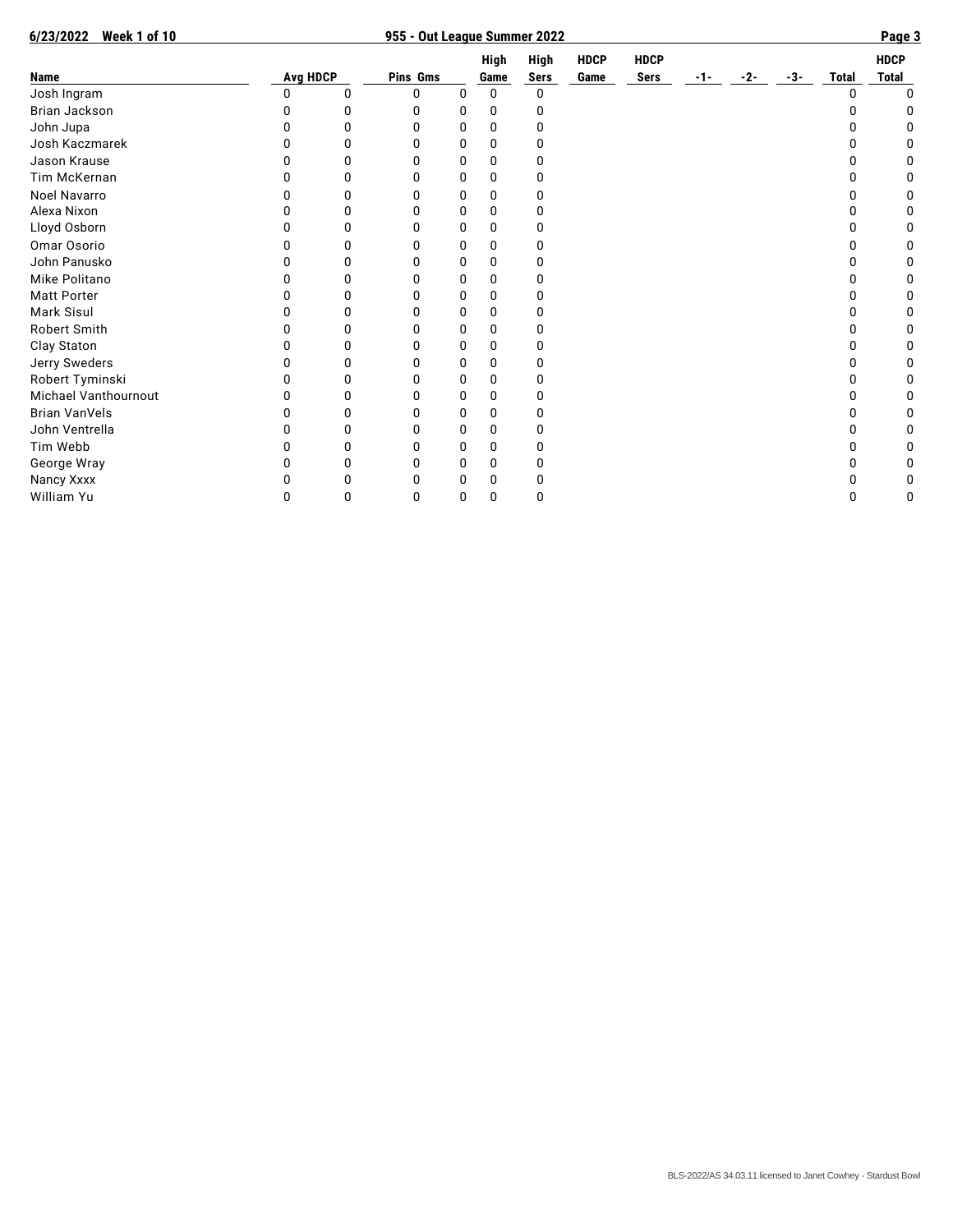| Name | Avg | HDCP | Pins | Gms | High Game | High Sers | HDCP Game | HDCP Sers | -1- | -2- | -3- | Total | HDCP Total |
|---|---|---|---|---|---|---|---|---|---|---|---|---|---|
| Josh Ingram | 0 | 0 | 0 | 0 | 0 | 0 | | | | | | 0 | 0 |
| Brian Jackson | 0 | 0 | 0 | 0 | 0 | 0 | | | | | | 0 | 0 |
| John Jupa | 0 | 0 | 0 | 0 | 0 | 0 | | | | | | 0 | 0 |
| Josh Kaczmarek | 0 | 0 | 0 | 0 | 0 | 0 | | | | | | 0 | 0 |
| Jason Krause | 0 | 0 | 0 | 0 | 0 | 0 | | | | | | 0 | 0 |
| Tim McKernan | 0 | 0 | 0 | 0 | 0 | 0 | | | | | | 0 | 0 |
| Noel Navarro | 0 | 0 | 0 | 0 | 0 | 0 | | | | | | 0 | 0 |
| Alexa Nixon | 0 | 0 | 0 | 0 | 0 | 0 | | | | | | 0 | 0 |
| Lloyd Osborn | 0 | 0 | 0 | 0 | 0 | 0 | | | | | | 0 | 0 |
| Omar Osorio | 0 | 0 | 0 | 0 | 0 | 0 | | | | | | 0 | 0 |
| John Panusko | 0 | 0 | 0 | 0 | 0 | 0 | | | | | | 0 | 0 |
| Mike Politano | 0 | 0 | 0 | 0 | 0 | 0 | | | | | | 0 | 0 |
| Matt Porter | 0 | 0 | 0 | 0 | 0 | 0 | | | | | | 0 | 0 |
| Mark Sisul | 0 | 0 | 0 | 0 | 0 | 0 | | | | | | 0 | 0 |
| Robert Smith | 0 | 0 | 0 | 0 | 0 | 0 | | | | | | 0 | 0 |
| Clay Staton | 0 | 0 | 0 | 0 | 0 | 0 | | | | | | 0 | 0 |
| Jerry Sweders | 0 | 0 | 0 | 0 | 0 | 0 | | | | | | 0 | 0 |
| Robert Tyminski | 0 | 0 | 0 | 0 | 0 | 0 | | | | | | 0 | 0 |
| Michael Vanthournout | 0 | 0 | 0 | 0 | 0 | 0 | | | | | | 0 | 0 |
| Brian VanVels | 0 | 0 | 0 | 0 | 0 | 0 | | | | | | 0 | 0 |
| John Ventrella | 0 | 0 | 0 | 0 | 0 | 0 | | | | | | 0 | 0 |
| Tim Webb | 0 | 0 | 0 | 0 | 0 | 0 | | | | | | 0 | 0 |
| George Wray | 0 | 0 | 0 | 0 | 0 | 0 | | | | | | 0 | 0 |
| Nancy Xxxx | 0 | 0 | 0 | 0 | 0 | 0 | | | | | | 0 | 0 |
| William Yu | 0 | 0 | 0 | 0 | 0 | 0 | | | | | | 0 | 0 |